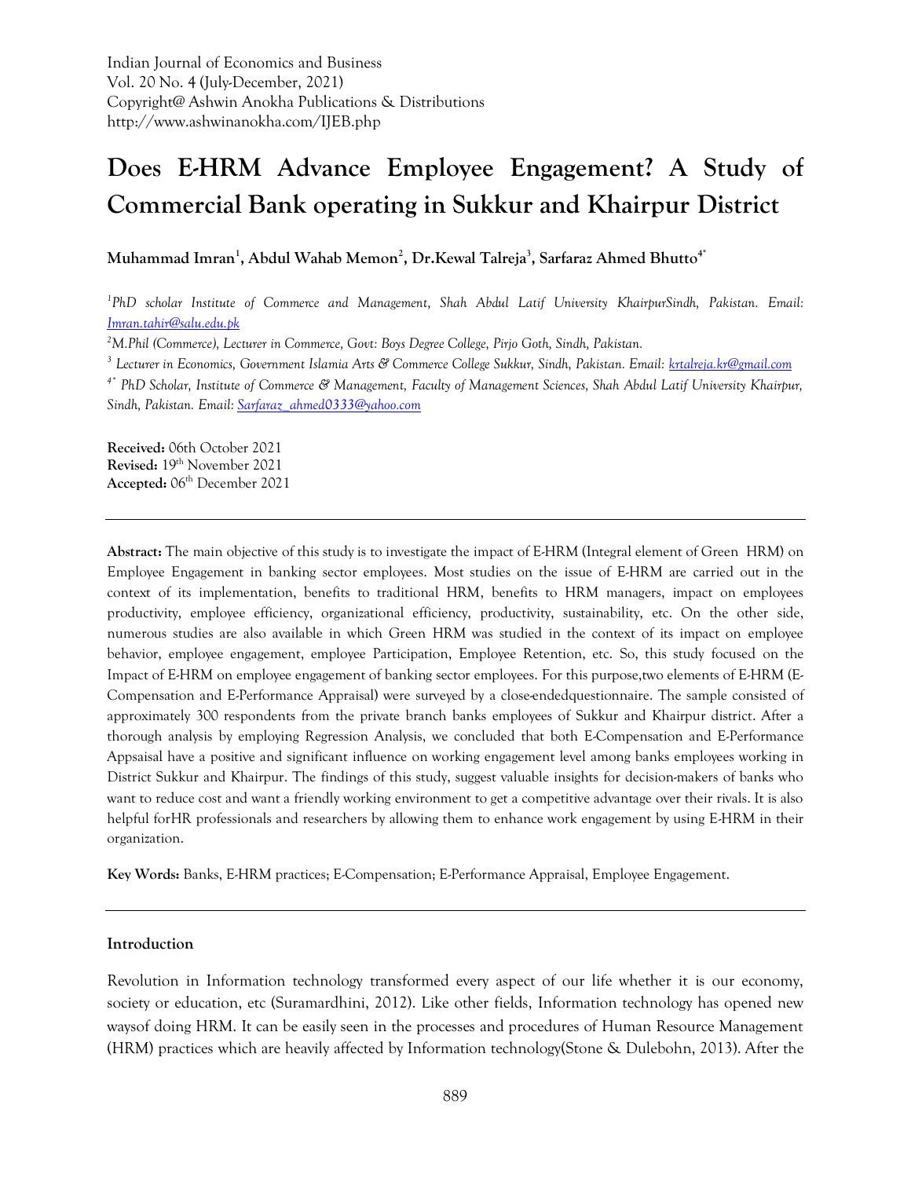Indian Journal of Economics and Business
Vol. 20 No. 4 (July-December, 2021)
Copyright@ Ashwin Anokha Publications & Distributions
http://www.ashwinanokha.com/IJEB.php

# Does E-HRM Advance Employee Engagement? A Study of Commercial Bank operating in Sukkur and Khairpur District

**Muhammad Imran[1], Abdul Wahab Memon[2], Dr.Kewal Talreja[3], Sarfaraz Ahmed Bhutto[4*]**

*[1]PhD scholar Institute of Commerce and Management, Shah Abdul Latif University KhairpurSindh, Pakistan. Email: Imran.tahir@salu.edu.pk*

*[2]M.Phil (Commerce), Lecturer in Commerce, Govt: Boys Degree College, Pirjo Goth, Sindh, Pakistan.*

*[3] Lecturer in Economics, Government Islamia Arts & Commerce College Sukkur, Sindh, Pakistan. Email: krtalreja.kr@gmail.com*

*[4*] PhD Scholar, Institute of Commerce & Management, Faculty of Management Sciences, Shah Abdul Latif University Khairpur, Sindh, Pakistan. Email: Sarfaraz_ahmed0333@yahoo.com*

**Received:** 06th October 2021
**Revised:** 19th November 2021
**Accepted:** 06th December 2021

---

**Abstract:** The main objective of this study is to investigate the impact of E-HRM (Integral element of Green HRM) on Employee Engagement in banking sector employees. Most studies on the issue of E-HRM are carried out in the context of its implementation, benefits to traditional HRM, benefits to HRM managers, impact on employees productivity, employee efficiency, organizational efficiency, productivity, sustainability, etc. On the other side, numerous studies are also available in which Green HRM was studied in the context of its impact on employee behavior, employee engagement, employee Participation, Employee Retention, etc. So, this study focused on the Impact of E-HRM on employee engagement of banking sector employees. For this purpose,two elements of E-HRM (E-Compensation and E-Performance Appraisal) were surveyed by a close-endedquestionnaire. The sample consisted of approximately 300 respondents from the private branch banks employees of Sukkur and Khairpur district. After a thorough analysis by employing Regression Analysis, we concluded that both E-Compensation and E-Performance Appsaisal have a positive and significant influence on working engagement level among banks employees working in District Sukkur and Khairpur. The findings of this study, suggest valuable insights for decision-makers of banks who want to reduce cost and want a friendly working environment to get a competitive advantage over their rivals. It is also helpful forHR professionals and researchers by allowing them to enhance work engagement by using E-HRM in their organization.

**Key Words:** Banks, E-HRM practices; E-Compensation; E-Performance Appraisal, Employee Engagement.

---

## Introduction

Revolution in Information technology transformed every aspect of our life whether it is our economy, society or education, etc (Suramardhini, 2012). Like other fields, Information technology has opened new waysof doing HRM. It can be easily seen in the processes and procedures of Human Resource Management (HRM) practices which are heavily affected by Information technology(Stone & Dulebohn, 2013). After the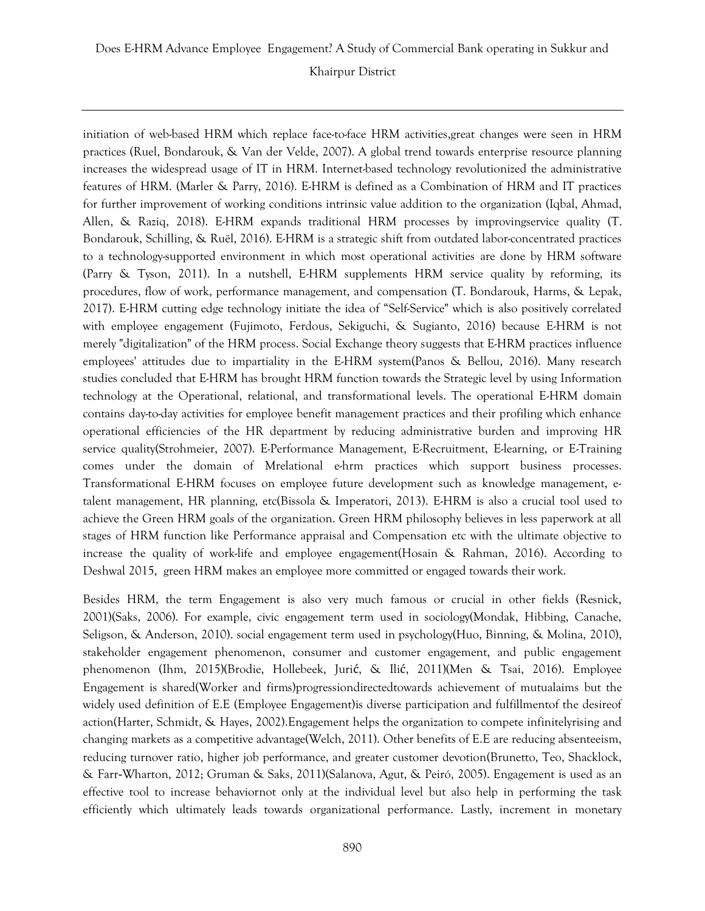initiation of web-based HRM which replace face-to-face HRM activities,great changes were seen in HRM practices (Ruel, Bondarouk, & Van der Velde, 2007). A global trend towards enterprise resource planning increases the widespread usage of IT in HRM. Internet-based technology revolutionized the administrative features of HRM. (Marler & Parry, 2016). E-HRM is defined as a Combination of HRM and IT practices for further improvement of working conditions intrinsic value addition to the organization (Iqbal, Ahmad, Allen, & Raziq, 2018). E-HRM expands traditional HRM processes by improvingservice quality (T. Bondarouk, Schilling, & Ruël, 2016). E-HRM is a strategic shift from outdated labor-concentrated practices to a technology-supported environment in which most operational activities are done by HRM software (Parry & Tyson, 2011). In a nutshell, E-HRM supplements HRM service quality by reforming, its procedures, flow of work, performance management, and compensation (T. Bondarouk, Harms, & Lepak, 2017). E-HRM cutting edge technology initiate the idea of "Self-Service" which is also positively correlated with employee engagement (Fujimoto, Ferdous, Sekiguchi, & Sugianto, 2016) because E-HRM is not merely "digitalization" of the HRM process. Social Exchange theory suggests that E-HRM practices influence employees' attitudes due to impartiality in the E-HRM system(Panos & Bellou, 2016). Many research studies concluded that E-HRM has brought HRM function towards the Strategic level by using Information technology at the Operational, relational, and transformational levels. The operational E-HRM domain contains day-to-day activities for employee benefit management practices and their profiling which enhance operational efficiencies of the HR department by reducing administrative burden and improving HR service quality(Strohmeier, 2007). E-Performance Management, E-Recruitment, E-learning, or E-Training comes under the domain of Mrelational e-hrm practices which support business processes. Transformational E-HRM focuses on employee future development such as knowledge management, e-talent management, HR planning, etc(Bissola & Imperatori, 2013). E-HRM is also a crucial tool used to achieve the Green HRM goals of the organization. Green HRM philosophy believes in less paperwork at all stages of HRM function like Performance appraisal and Compensation etc with the ultimate objective to increase the quality of work-life and employee engagement(Hosain & Rahman, 2016). According to Deshwal 2015, green HRM makes an employee more committed or engaged towards their work.

Besides HRM, the term Engagement is also very much famous or crucial in other fields (Resnick, 2001)(Saks, 2006). For example, civic engagement term used in sociology(Mondak, Hibbing, Canache, Seligson, & Anderson, 2010). social engagement term used in psychology(Huo, Binning, & Molina, 2010), stakeholder engagement phenomenon, consumer and customer engagement, and public engagement phenomenon (Ihm, 2015)(Brodie, Hollebeek, Jurić, & Ilić, 2011)(Men & Tsai, 2016). Employee Engagement is shared(Worker and firms)progressiondirectedtowards achievement of mutualaims but the widely used definition of E.E (Employee Engagement)is diverse participation and fulfillmentof the desireof action(Harter, Schmidt, & Hayes, 2002).Engagement helps the organization to compete infinitelyrising and changing markets as a competitive advantage(Welch, 2011). Other benefits of E.E are reducing absenteeism, reducing turnover ratio, higher job performance, and greater customer devotion(Brunetto, Teo, Shacklock, & Farr-Wharton, 2012; Gruman & Saks, 2011)(Salanova, Agut, & Peiró, 2005). Engagement is used as an effective tool to increase behaviornot only at the individual level but also help in performing the task efficiently which ultimately leads towards organizational performance. Lastly, increment in monetary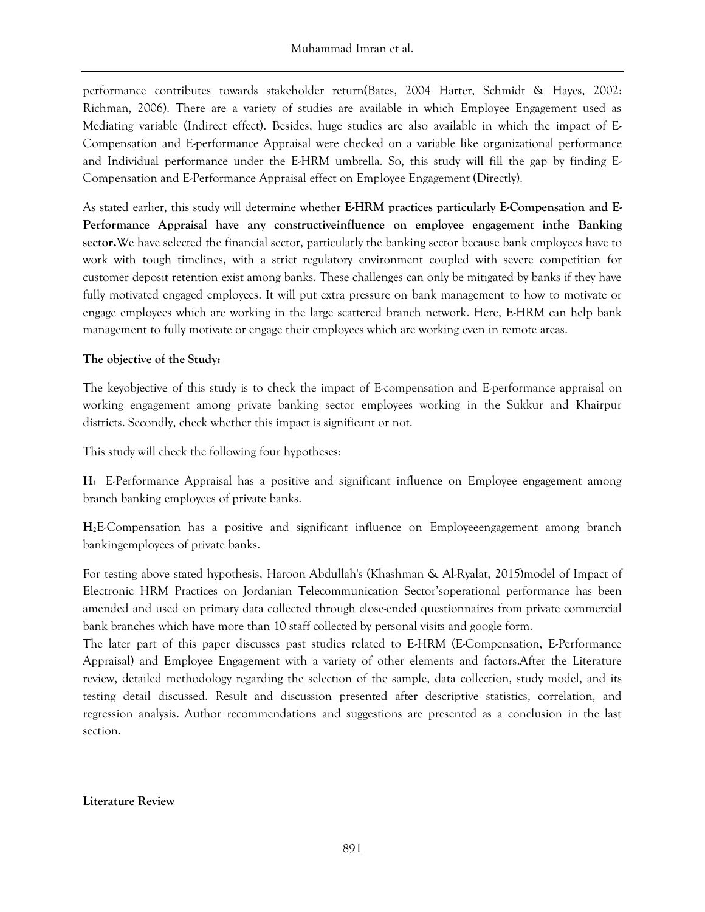performance contributes towards stakeholder return(Bates, 2004 Harter, Schmidt & Hayes, 2002: Richman, 2006). There are a variety of studies are available in which Employee Engagement used as Mediating variable (Indirect effect). Besides, huge studies are also available in which the impact of E-Compensation and E-performance Appraisal were checked on a variable like organizational performance and Individual performance under the E-HRM umbrella. So, this study will fill the gap by finding E-Compensation and E-Performance Appraisal effect on Employee Engagement (Directly).

As stated earlier, this study will determine whether **E-HRM practices particularly E-Compensation and E-Performance Appraisal have any constructiveinfluence on employee engagement inthe Banking sector.**We have selected the financial sector, particularly the banking sector because bank employees have to work with tough timelines, with a strict regulatory environment coupled with severe competition for customer deposit retention exist among banks. These challenges can only be mitigated by banks if they have fully motivated engaged employees. It will put extra pressure on bank management to how to motivate or engage employees which are working in the large scattered branch network. Here, E-HRM can help bank management to fully motivate or engage their employees which are working even in remote areas.

**The objective of the Study:**

The keyobjective of this study is to check the impact of E-compensation and E-performance appraisal on working engagement among private banking sector employees working in the Sukkur and Khairpur districts. Secondly, check whether this impact is significant or not.

This study will check the following four hypotheses:

**$H_1$** E-Performance Appraisal has a positive and significant influence on Employee engagement among branch banking employees of private banks.

**$H_2$**E-Compensation has a positive and significant influence on Employeeengagement among branch bankingemployees of private banks.

For testing above stated hypothesis, Haroon Abdullah's (Khashman & Al-Ryalat, 2015)model of Impact of Electronic HRM Practices on Jordanian Telecommunication Sector'soperational performance has been amended and used on primary data collected through close-ended questionnaires from private commercial bank branches which have more than 10 staff collected by personal visits and google form.

The later part of this paper discusses past studies related to E-HRM (E-Compensation, E-Performance Appraisal) and Employee Engagement with a variety of other elements and factors.After the Literature review, detailed methodology regarding the selection of the sample, data collection, study model, and its testing detail discussed. Result and discussion presented after descriptive statistics, correlation, and regression analysis. Author recommendations and suggestions are presented as a conclusion in the last section.

**Literature Review**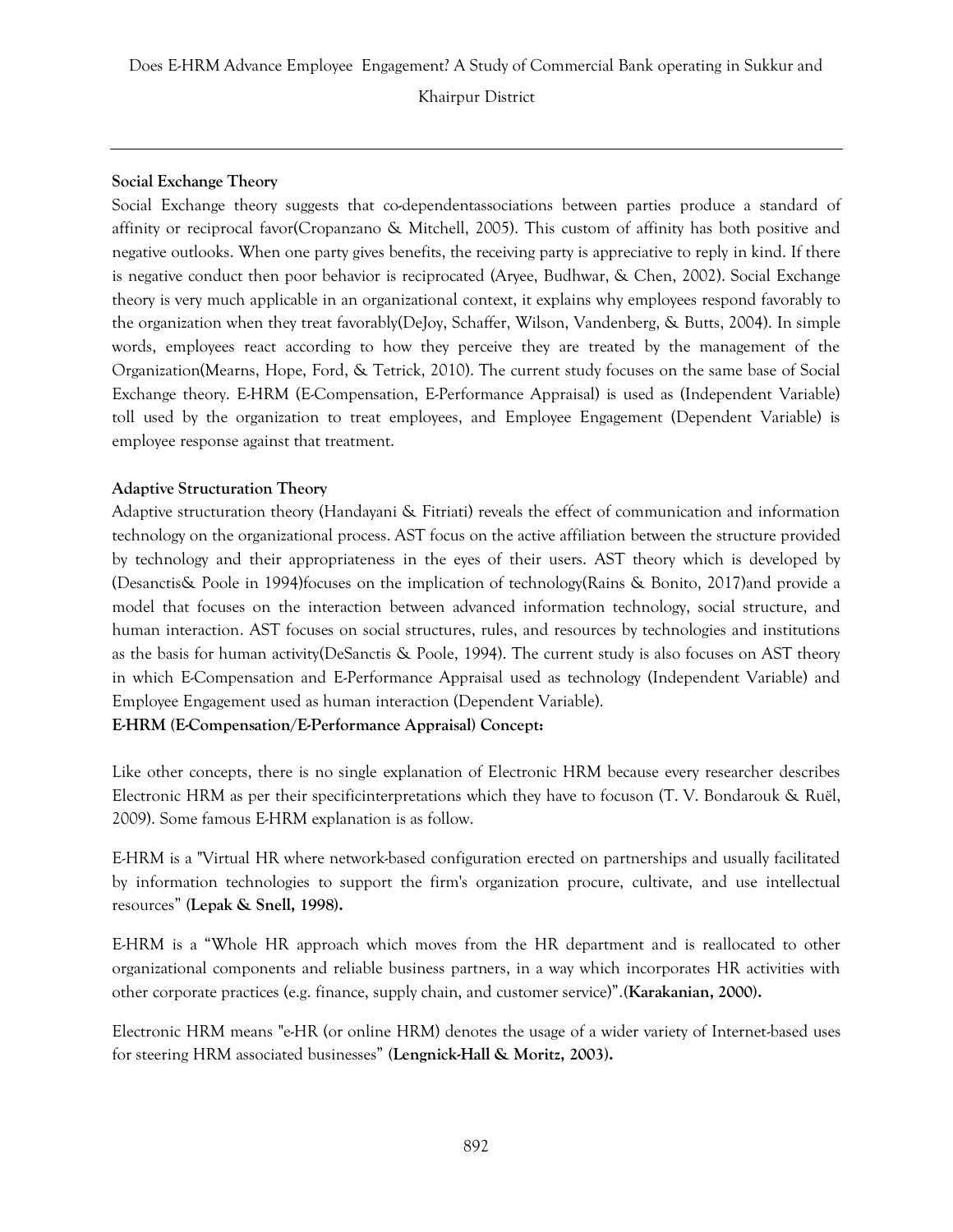**Social Exchange Theory**

Social Exchange theory suggests that co-dependentassociations between parties produce a standard of affinity or reciprocal favor(Cropanzano & Mitchell, 2005). This custom of affinity has both positive and negative outlooks. When one party gives benefits, the receiving party is appreciative to reply in kind. If there is negative conduct then poor behavior is reciprocated (Aryee, Budhwar, & Chen, 2002). Social Exchange theory is very much applicable in an organizational context, it explains why employees respond favorably to the organization when they treat favorably(DeJoy, Schaffer, Wilson, Vandenberg, & Butts, 2004). In simple words, employees react according to how they perceive they are treated by the management of the Organization(Mearns, Hope, Ford, & Tetrick, 2010). The current study focuses on the same base of Social Exchange theory. E-HRM (E-Compensation, E-Performance Appraisal) is used as (Independent Variable) toll used by the organization to treat employees, and Employee Engagement (Dependent Variable) is employee response against that treatment.

**Adaptive Structuration Theory**

Adaptive structuration theory (Handayani & Fitriati) reveals the effect of communication and information technology on the organizational process. AST focus on the active affiliation between the structure provided by technology and their appropriateness in the eyes of their users. AST theory which is developed by (Desanctis& Poole in 1994)focuses on the implication of technology(Rains & Bonito, 2017)and provide a model that focuses on the interaction between advanced information technology, social structure, and human interaction. AST focuses on social structures, rules, and resources by technologies and institutions as the basis for human activity(DeSanctis & Poole, 1994). The current study is also focuses on AST theory in which E-Compensation and E-Performance Appraisal used as technology (Independent Variable) and Employee Engagement used as human interaction (Dependent Variable).

**E-HRM (E-Compensation/E-Performance Appraisal) Concept:**

Like other concepts, there is no single explanation of Electronic HRM because every researcher describes Electronic HRM as per their specificinterpretations which they have to focuson (T. V. Bondarouk & Ruël, 2009). Some famous E-HRM explanation is as follow.

E-HRM is a "Virtual HR where network-based configuration erected on partnerships and usually facilitated by information technologies to support the firm's organization procure, cultivate, and use intellectual resources" **(Lepak & Snell, 1998).**

E-HRM is a "Whole HR approach which moves from the HR department and is reallocated to other organizational components and reliable business partners, in a way which incorporates HR activities with other corporate practices (e.g. finance, supply chain, and customer service)".**(Karakanian, 2000).**

Electronic HRM means "e-HR (or online HRM) denotes the usage of a wider variety of Internet-based uses for steering HRM associated businesses" **(Lengnick-Hall & Moritz, 2003).**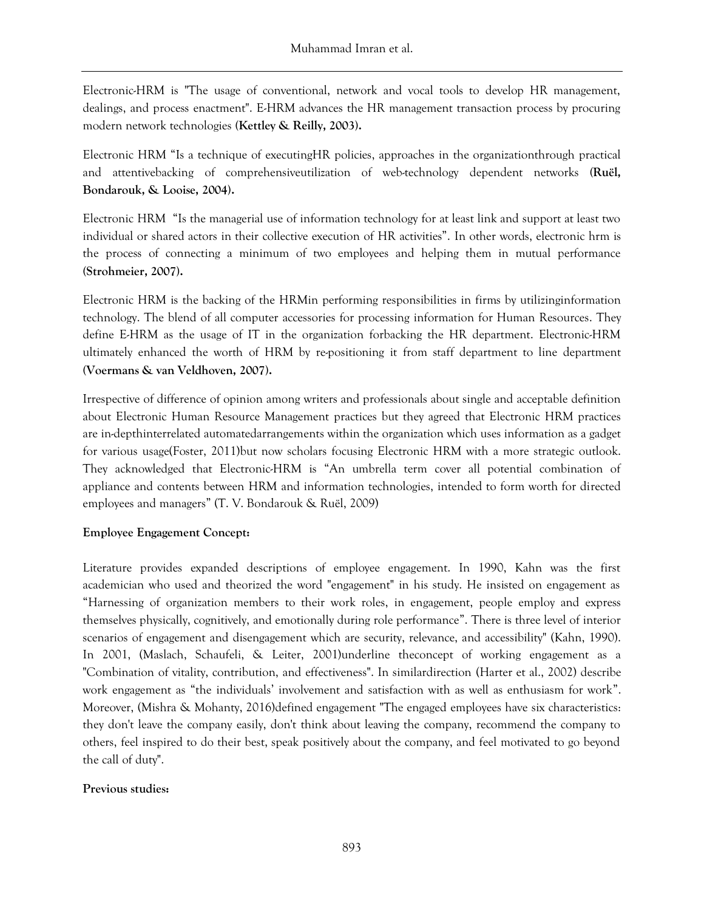Electronic-HRM is "The usage of conventional, network and vocal tools to develop HR management, dealings, and process enactment". E-HRM advances the HR management transaction process by procuring modern network technologies **(Kettley & Reilly, 2003).**

Electronic HRM "Is a technique of executingHR policies, approaches in the organizationthrough practical and attentivebacking of comprehensiveutilization of web-technology dependent networks **(Ruël, Bondarouk, & Looise, 2004).**

Electronic HRM "Is the managerial use of information technology for at least link and support at least two individual or shared actors in their collective execution of HR activities". In other words, electronic hrm is the process of connecting a minimum of two employees and helping them in mutual performance **(Strohmeier, 2007).**

Electronic HRM is the backing of the HRMin performing responsibilities in firms by utilizinginformation technology. The blend of all computer accessories for processing information for Human Resources. They define E-HRM as the usage of IT in the organization forbacking the HR department. Electronic-HRM ultimately enhanced the worth of HRM by re-positioning it from staff department to line department **(Voermans & van Veldhoven, 2007).**

Irrespective of difference of opinion among writers and professionals about single and acceptable definition about Electronic Human Resource Management practices but they agreed that Electronic HRM practices are in-depthinterrelated automatedarrangements within the organization which uses information as a gadget for various usage(Foster, 2011)but now scholars focusing Electronic HRM with a more strategic outlook. They acknowledged that Electronic-HRM is "An umbrella term cover all potential combination of appliance and contents between HRM and information technologies, intended to form worth for directed employees and managers" (T. V. Bondarouk & Ruël, 2009)

**Employee Engagement Concept:**

Literature provides expanded descriptions of employee engagement. In 1990, Kahn was the first academician who used and theorized the word "engagement" in his study. He insisted on engagement as "Harnessing of organization members to their work roles, in engagement, people employ and express themselves physically, cognitively, and emotionally during role performance". There is three level of interior scenarios of engagement and disengagement which are security, relevance, and accessibility" (Kahn, 1990). In 2001, (Maslach, Schaufeli, & Leiter, 2001)underline theconcept of working engagement as a "Combination of vitality, contribution, and effectiveness". In similardirection (Harter et al., 2002) describe work engagement as "the individuals' involvement and satisfaction with as well as enthusiasm for work". Moreover, (Mishra & Mohanty, 2016)defined engagement "The engaged employees have six characteristics: they don't leave the company easily, don't think about leaving the company, recommend the company to others, feel inspired to do their best, speak positively about the company, and feel motivated to go beyond the call of duty".

**Previous studies:**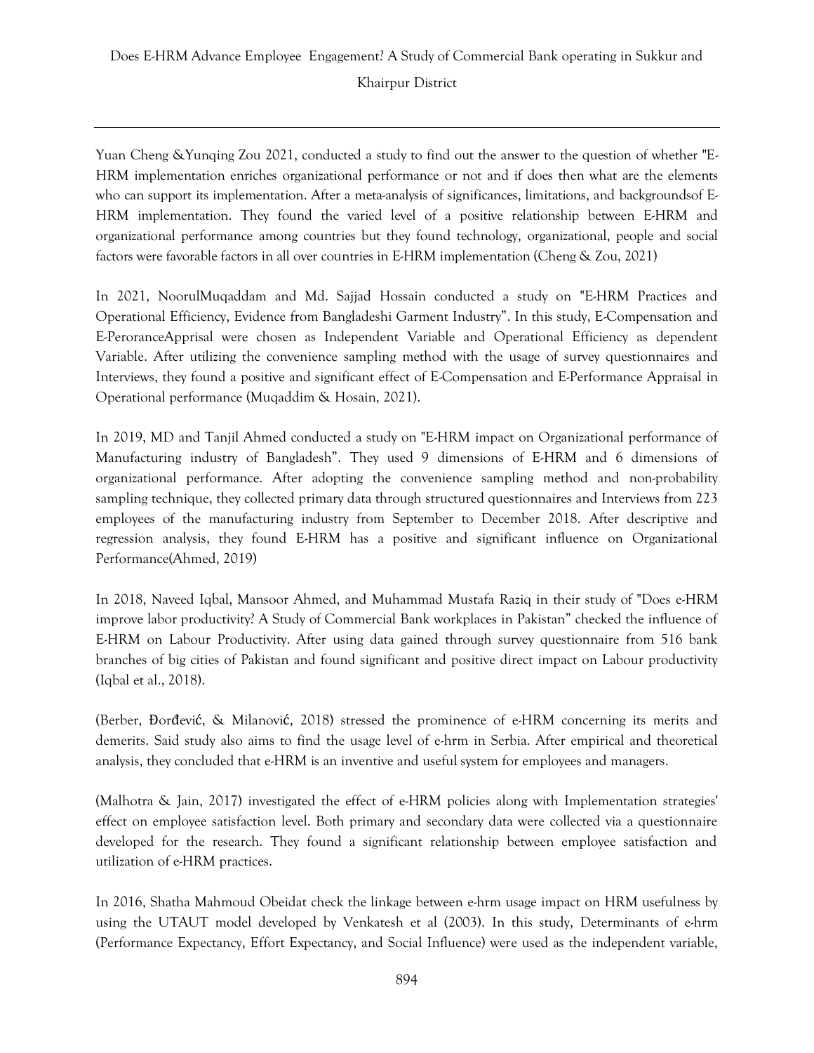Yuan Cheng &Yunqing Zou 2021, conducted a study to find out the answer to the question of whether "E-HRM implementation enriches organizational performance or not and if does then what are the elements who can support its implementation. After a meta-analysis of significances, limitations, and backgroundsof E-HRM implementation. They found the varied level of a positive relationship between E-HRM and organizational performance among countries but they found technology, organizational, people and social factors were favorable factors in all over countries in E-HRM implementation (Cheng & Zou, 2021)

In 2021, NoorulMuqaddam and Md. Sajjad Hossain conducted a study on "E-HRM Practices and Operational Efficiency, Evidence from Bangladeshi Garment Industry". In this study, E-Compensation and E-PeroranceApprisal were chosen as Independent Variable and Operational Efficiency as dependent Variable. After utilizing the convenience sampling method with the usage of survey questionnaires and Interviews, they found a positive and significant effect of E-Compensation and E-Performance Appraisal in Operational performance (Muqaddim & Hosain, 2021).

In 2019, MD and Tanjil Ahmed conducted a study on "E-HRM impact on Organizational performance of Manufacturing industry of Bangladesh". They used 9 dimensions of E-HRM and 6 dimensions of organizational performance. After adopting the convenience sampling method and non-probability sampling technique, they collected primary data through structured questionnaires and Interviews from 223 employees of the manufacturing industry from September to December 2018. After descriptive and regression analysis, they found E-HRM has a positive and significant influence on Organizational Performance(Ahmed, 2019)

In 2018, Naveed Iqbal, Mansoor Ahmed, and Muhammad Mustafa Raziq in their study of "Does e-HRM improve labor productivity? A Study of Commercial Bank workplaces in Pakistan" checked the influence of E-HRM on Labour Productivity. After using data gained through survey questionnaire from 516 bank branches of big cities of Pakistan and found significant and positive direct impact on Labour productivity (Iqbal et al., 2018).

(Berber, Đorđević, & Milanović, 2018) stressed the prominence of e-HRM concerning its merits and demerits. Said study also aims to find the usage level of e-hrm in Serbia. After empirical and theoretical analysis, they concluded that e-HRM is an inventive and useful system for employees and managers.

(Malhotra & Jain, 2017) investigated the effect of e-HRM policies along with Implementation strategies' effect on employee satisfaction level. Both primary and secondary data were collected via a questionnaire developed for the research. They found a significant relationship between employee satisfaction and utilization of e-HRM practices.

In 2016, Shatha Mahmoud Obeidat check the linkage between e-hrm usage impact on HRM usefulness by using the UTAUT model developed by Venkatesh et al (2003). In this study, Determinants of e-hrm (Performance Expectancy, Effort Expectancy, and Social Influence) were used as the independent variable,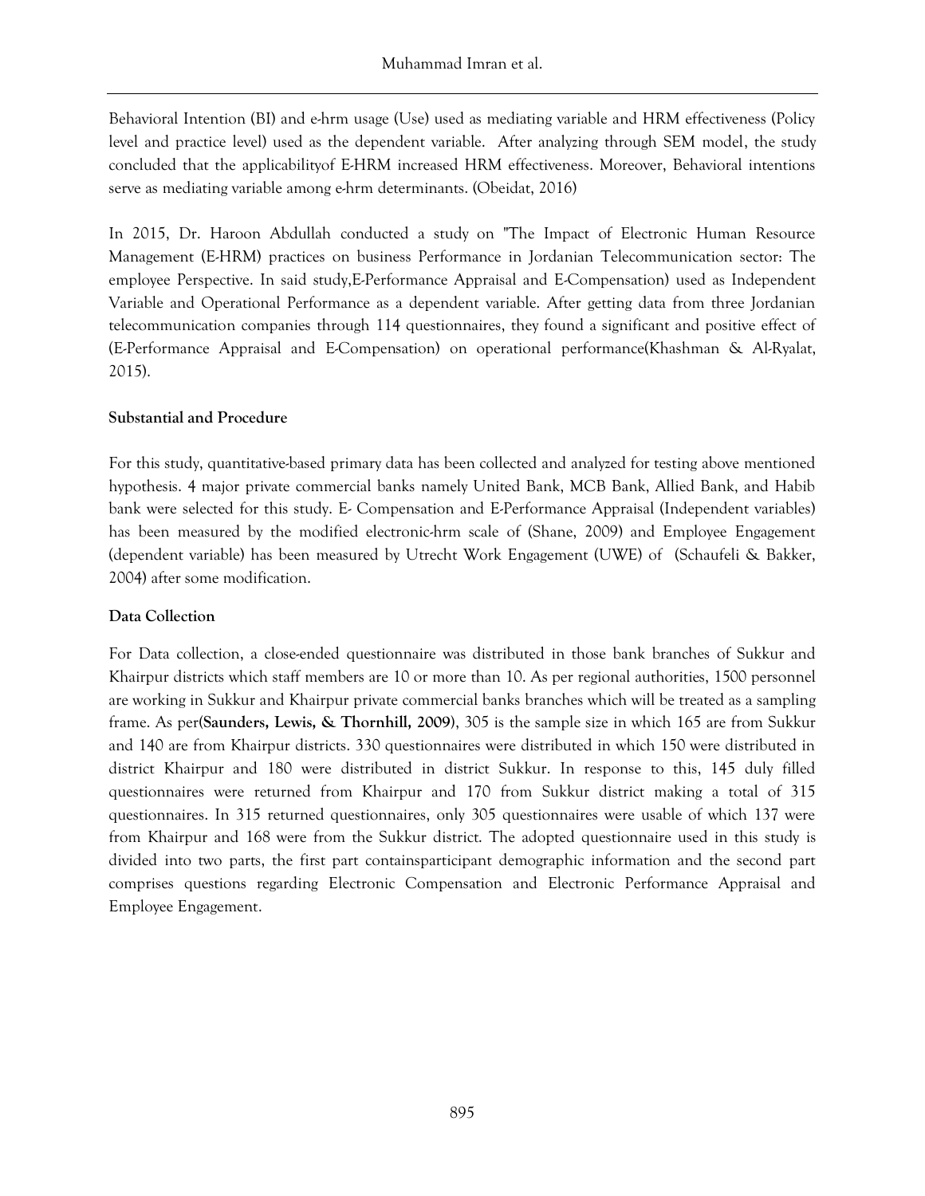Behavioral Intention (BI) and e-hrm usage (Use) used as mediating variable and HRM effectiveness (Policy level and practice level) used as the dependent variable. After analyzing through SEM model, the study concluded that the applicabilityof E-HRM increased HRM effectiveness. Moreover, Behavioral intentions serve as mediating variable among e-hrm determinants. (Obeidat, 2016)

In 2015, Dr. Haroon Abdullah conducted a study on "The Impact of Electronic Human Resource Management (E-HRM) practices on business Performance in Jordanian Telecommunication sector: The employee Perspective. In said study,E-Performance Appraisal and E-Compensation) used as Independent Variable and Operational Performance as a dependent variable. After getting data from three Jordanian telecommunication companies through 114 questionnaires, they found a significant and positive effect of (E-Performance Appraisal and E-Compensation) on operational performance(Khashman & Al-Ryalat, 2015).

### Substantial and Procedure

For this study, quantitative-based primary data has been collected and analyzed for testing above mentioned hypothesis. 4 major private commercial banks namely United Bank, MCB Bank, Allied Bank, and Habib bank were selected for this study. E- Compensation and E-Performance Appraisal (Independent variables) has been measured by the modified electronic-hrm scale of (Shane, 2009) and Employee Engagement (dependent variable) has been measured by Utrecht Work Engagement (UWE) of (Schaufeli & Bakker, 2004) after some modification.

### Data Collection

For Data collection, a close-ended questionnaire was distributed in those bank branches of Sukkur and Khairpur districts which staff members are 10 or more than 10. As per regional authorities, 1500 personnel are working in Sukkur and Khairpur private commercial banks branches which will be treated as a sampling frame. As per(**Saunders, Lewis, & Thornhill, 2009**), 305 is the sample size in which 165 are from Sukkur and 140 are from Khairpur districts. 330 questionnaires were distributed in which 150 were distributed in district Khairpur and 180 were distributed in district Sukkur. In response to this, 145 duly filled questionnaires were returned from Khairpur and 170 from Sukkur district making a total of 315 questionnaires. In 315 returned questionnaires, only 305 questionnaires were usable of which 137 were from Khairpur and 168 were from the Sukkur district. The adopted questionnaire used in this study is divided into two parts, the first part containsparticipant demographic information and the second part comprises questions regarding Electronic Compensation and Electronic Performance Appraisal and Employee Engagement.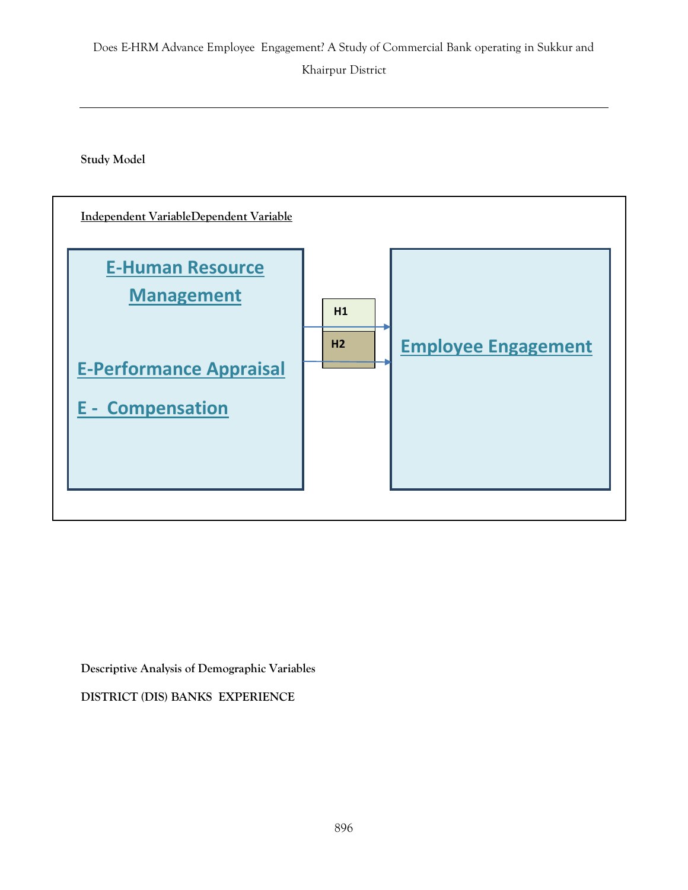**Study Model**

Independent VariableDependent Variable

E-Human Resource Management

E-Performance Appraisal

E - Compensation

H1

H2

Employee Engagement

**Descriptive Analysis of Demographic Variables**

**DISTRICT (DIS) BANKS EXPERIENCE**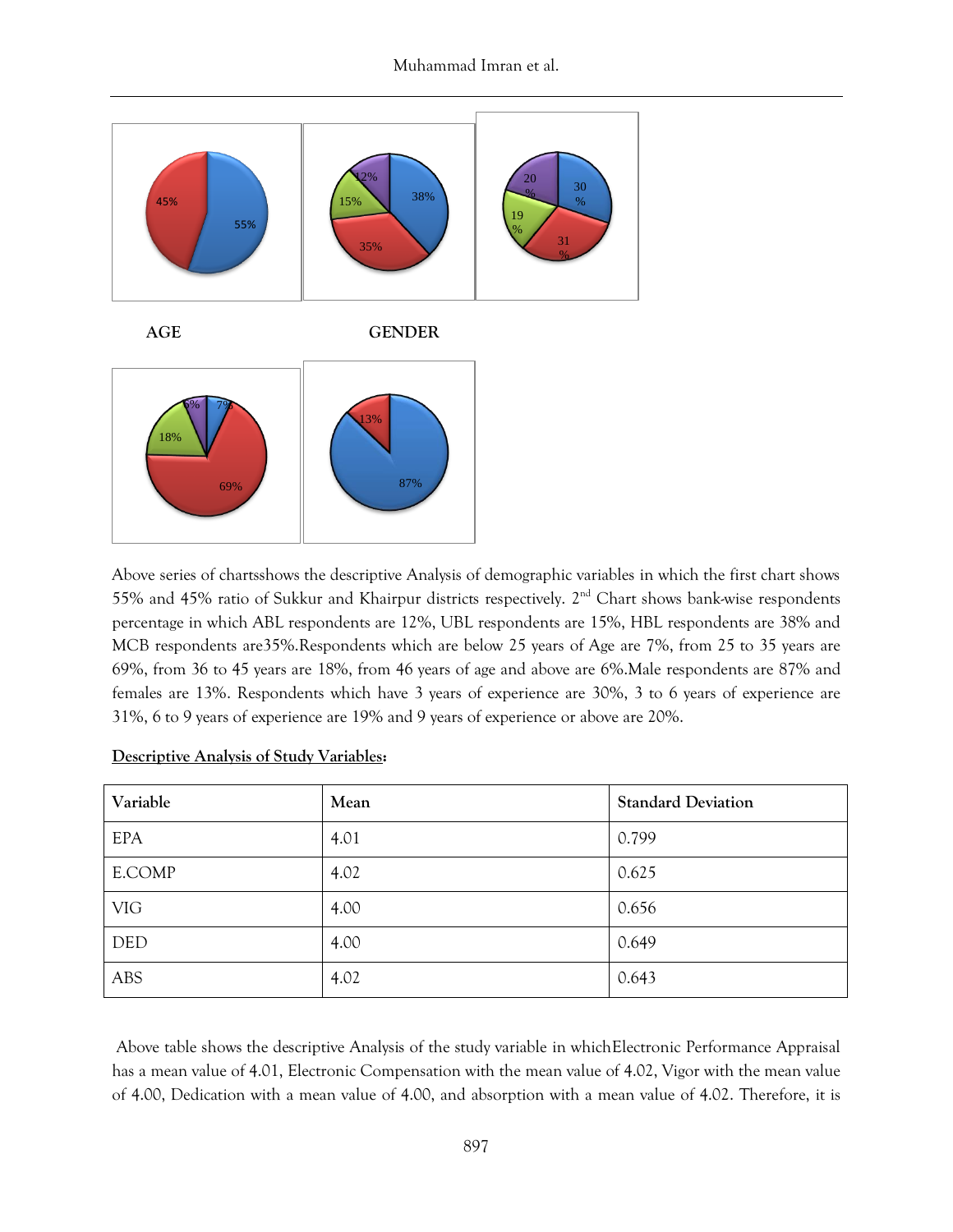**AGE** **GENDER**

Above series of chartsshows the descriptive Analysis of demographic variables in which the first chart shows 55% and 45% ratio of Sukkur and Khairpur districts respectively. 2nd Chart shows bank-wise respondents percentage in which ABL respondents are 12%, UBL respondents are 15%, HBL respondents are 38% and MCB respondents are35%.Respondents which are below 25 years of Age are 7%, from 25 to 35 years are 69%, from 36 to 45 years are 18%, from 46 years of age and above are 6%.Male respondents are 87% and females are 13%. Respondents which have 3 years of experience are 30%, 3 to 6 years of experience are 31%, 6 to 9 years of experience are 19% and 9 years of experience or above are 20%.

**<u>Descriptive Analysis of Study Variables</u>:**

| Variable | Mean | Standard Deviation |
|---|---|---|
| EPA | 4.01 | 0.799 |
| E.COMP | 4.02 | 0.625 |
| VIG | 4.00 | 0.656 |
| DED | 4.00 | 0.649 |
| ABS | 4.02 | 0.643 |

Above table shows the descriptive Analysis of the study variable in whichElectronic Performance Appraisal has a mean value of 4.01, Electronic Compensation with the mean value of 4.02, Vigor with the mean value of 4.00, Dedication with a mean value of 4.00, and absorption with a mean value of 4.02. Therefore, it is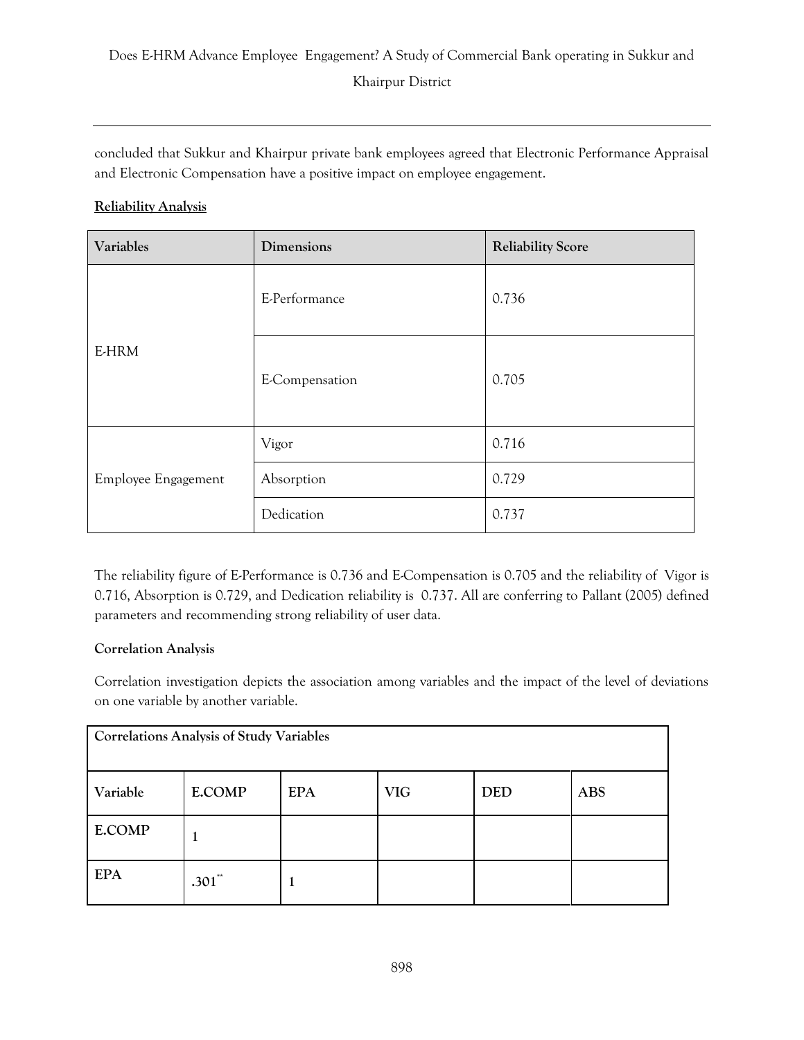concluded that Sukkur and Khairpur private bank employees agreed that Electronic Performance Appraisal and Electronic Compensation have a positive impact on employee engagement.

**Reliability Analysis**

| Variables | Dimensions | Reliability Score |
|---|---|---|
| E-HRM | E-Performance | 0.736 |
| | E-Compensation | 0.705 |
| Employee Engagement | Vigor | 0.716 |
| | Absorption | 0.729 |
| | Dedication | 0.737 |

The reliability figure of E-Performance is 0.736 and E-Compensation is 0.705 and the reliability of Vigor is 0.716, Absorption is 0.729, and Dedication reliability is 0.737. All are conferring to Pallant (2005) defined parameters and recommending strong reliability of user data.

**Correlation Analysis**

Correlation investigation depicts the association among variables and the impact of the level of deviations on one variable by another variable.

| Correlations Analysis of Study Variables | | | | | |
|---|---|---|---|---|---|
| **Variable** | **E.COMP** | **EPA** | **VIG** | **DED** | **ABS** |
| **E.COMP** | 1 | | | | |
| **EPA** | .301** | 1 | | | |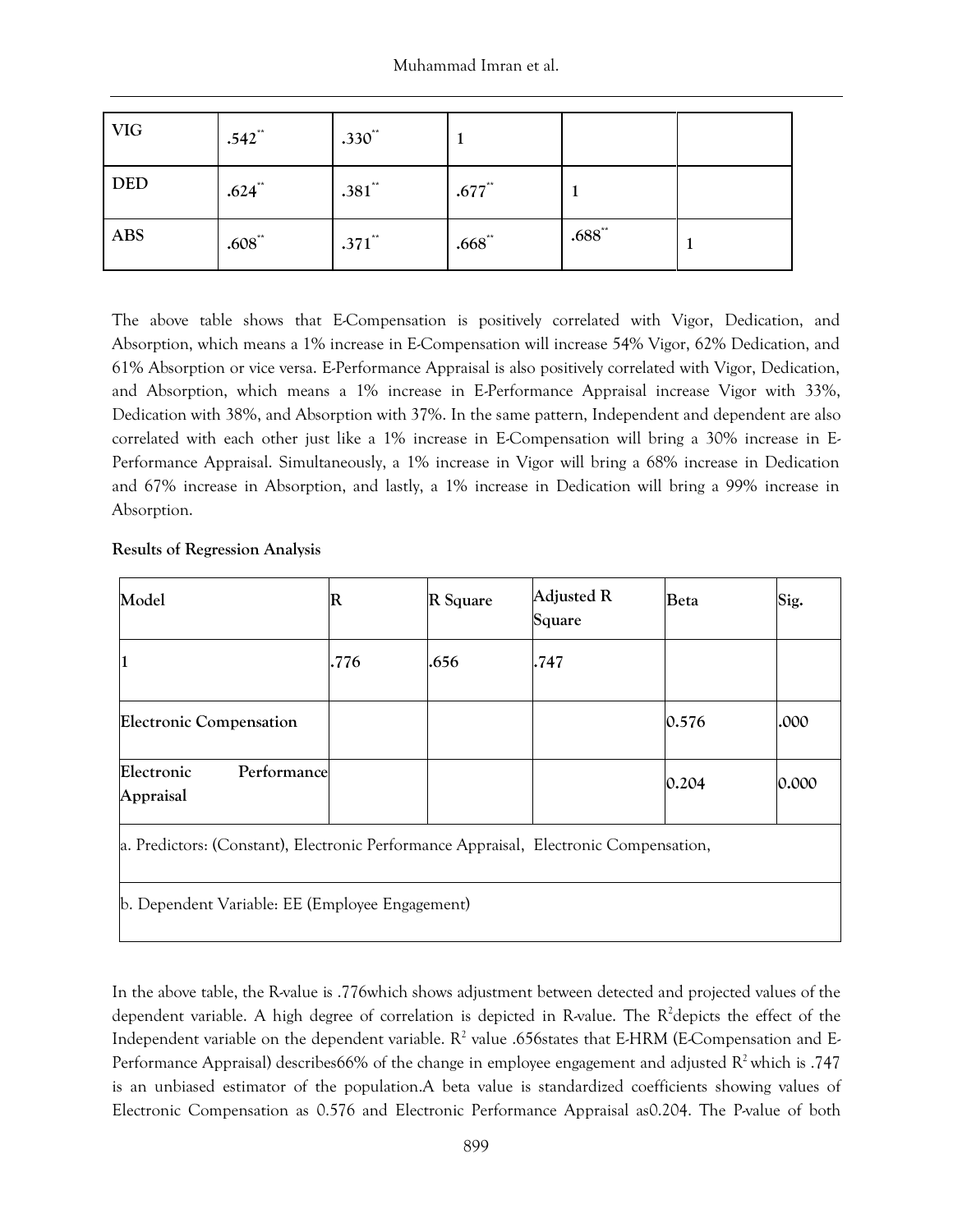| VIG | .542** | .330** | 1 | | |
|---|---|---|---|---|---|
| DED | .624** | .381** | .677** | 1 | |
| ABS | .608** | .371** | .668** | .688** | 1 |

The above table shows that E-Compensation is positively correlated with Vigor, Dedication, and Absorption, which means a 1% increase in E-Compensation will increase 54% Vigor, 62% Dedication, and 61% Absorption or vice versa. E-Performance Appraisal is also positively correlated with Vigor, Dedication, and Absorption, which means a 1% increase in E-Performance Appraisal increase Vigor with 33%, Dedication with 38%, and Absorption with 37%. In the same pattern, Independent and dependent are also correlated with each other just like a 1% increase in E-Compensation will bring a 30% increase in E-Performance Appraisal. Simultaneously, a 1% increase in Vigor will bring a 68% increase in Dedication and 67% increase in Absorption, and lastly, a 1% increase in Dedication will bring a 99% increase in Absorption.

**Results of Regression Analysis**

| Model | R | R Square | Adjusted R Square | Beta | Sig. |
|---|---|---|---|---|---|
| 1 | .776 | .656 | .747 | | |
| Electronic Compensation | | | | 0.576 | .000 |
| Electronic Performance Appraisal | | | | 0.204 | 0.000 |
| a. Predictors: (Constant), Electronic Performance Appraisal, Electronic Compensation, | | | | | |
| b. Dependent Variable: EE (Employee Engagement) | | | | | |

In the above table, the R-value is .776which shows adjustment between detected and projected values of the dependent variable. A high degree of correlation is depicted in R-value. The $R^2$depicts the effect of the Independent variable on the dependent variable. $R^2$ value .656states that E-HRM (E-Compensation and E-Performance Appraisal) describes66% of the change in employee engagement and adjusted $R^2$ which is .747 is an unbiased estimator of the population.A beta value is standardized coefficients showing values of Electronic Compensation as 0.576 and Electronic Performance Appraisal as0.204. The P-value of both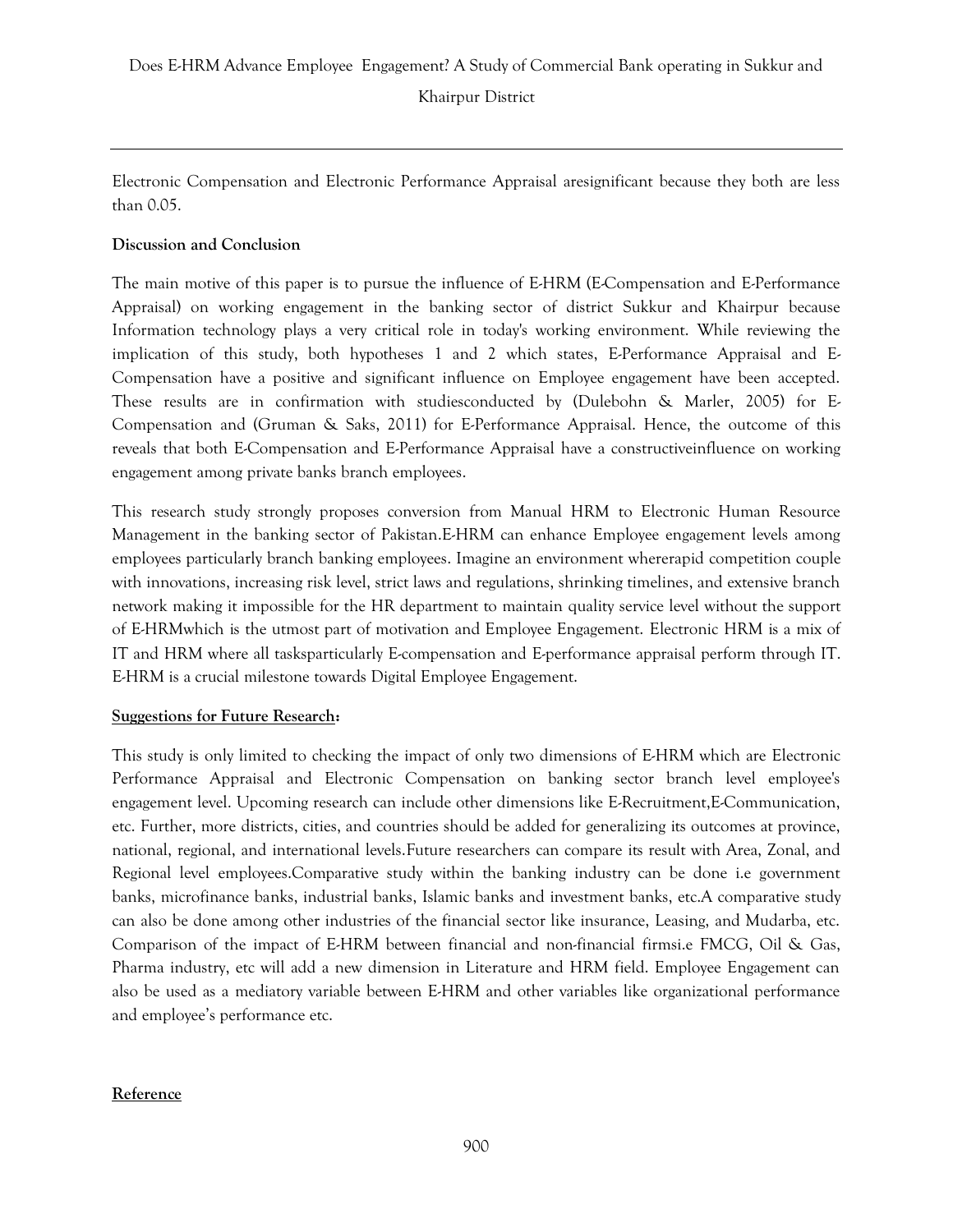Electronic Compensation and Electronic Performance Appraisal aresignificant because they both are less than 0.05.

**Discussion and Conclusion**

The main motive of this paper is to pursue the influence of E-HRM (E-Compensation and E-Performance Appraisal) on working engagement in the banking sector of district Sukkur and Khairpur because Information technology plays a very critical role in today's working environment. While reviewing the implication of this study, both hypotheses 1 and 2 which states, E-Performance Appraisal and E-Compensation have a positive and significant influence on Employee engagement have been accepted. These results are in confirmation with studiesconducted by (Dulebohn & Marler, 2005) for E-Compensation and (Gruman & Saks, 2011) for E-Performance Appraisal. Hence, the outcome of this reveals that both E-Compensation and E-Performance Appraisal have a constructiveinfluence on working engagement among private banks branch employees.

This research study strongly proposes conversion from Manual HRM to Electronic Human Resource Management in the banking sector of Pakistan.E-HRM can enhance Employee engagement levels among employees particularly branch banking employees. Imagine an environment whererapid competition couple with innovations, increasing risk level, strict laws and regulations, shrinking timelines, and extensive branch network making it impossible for the HR department to maintain quality service level without the support of E-HRMwhich is the utmost part of motivation and Employee Engagement. Electronic HRM is a mix of IT and HRM where all taskspartic­ularly E-compensation and E-performance appraisal perform through IT. E-HRM is a crucial milestone towards Digital Employee Engagement.

**Suggestions for Future Research:**

This study is only limited to checking the impact of only two dimensions of E-HRM which are Electronic Performance Appraisal and Electronic Compensation on banking sector branch level employee's engagement level. Upcoming research can include other dimensions like E-Recruitment,E-Communication, etc. Further, more districts, cities, and countries should be added for generalizing its outcomes at province, national, regional, and international levels.Future researchers can compare its result with Area, Zonal, and Regional level employees.Comparative study within the banking industry can be done i.e government banks, microfinance banks, industrial banks, Islamic banks and investment banks, etc.A comparative study can also be done among other industries of the financial sector like insurance, Leasing, and Mudarba, etc. Comparison of the impact of E-HRM between financial and non-financial firmsi.e FMCG, Oil & Gas, Pharma industry, etc will add a new dimension in Literature and HRM field. Employee Engagement can also be used as a mediatory variable between E-HRM and other variables like organizational performance and employee's performance etc.

**Reference**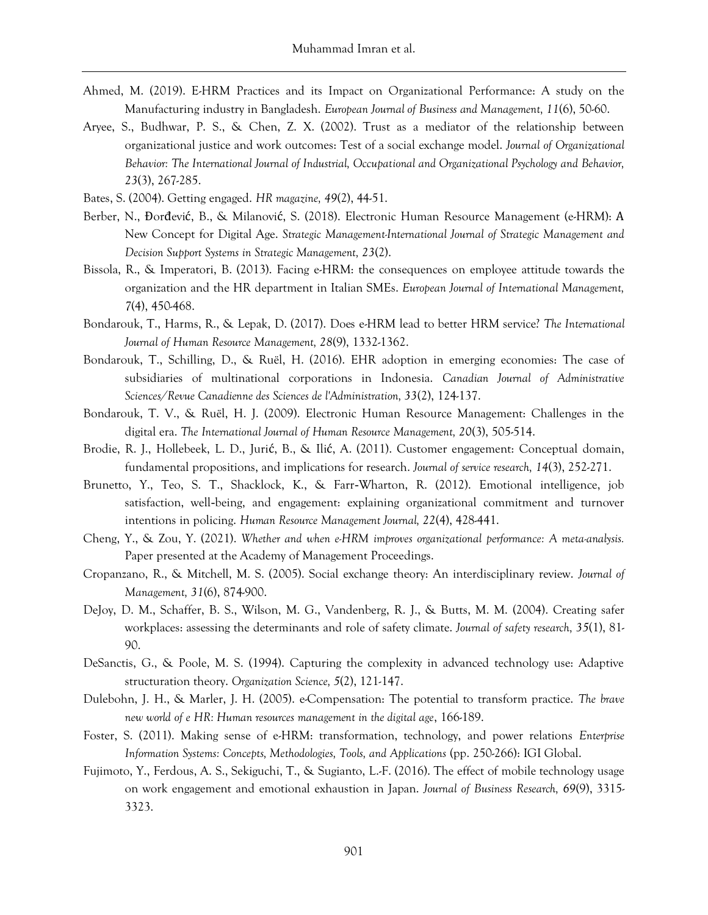Ahmed, M. (2019). E-HRM Practices and its Impact on Organizational Performance: A study on the Manufacturing industry in Bangladesh. *European Journal of Business and Management, 11*(6), 50-60.

Aryee, S., Budhwar, P. S., & Chen, Z. X. (2002). Trust as a mediator of the relationship between organizational justice and work outcomes: Test of a social exchange model. *Journal of Organizational Behavior: The International Journal of Industrial, Occupational and Organizational Psychology and Behavior, 23*(3), 267-285.

Bates, S. (2004). Getting engaged. *HR magazine, 49*(2), 44-51.

Berber, N., Đorđević, B., & Milanović, S. (2018). Electronic Human Resource Management (e-HRM): A New Concept for Digital Age. *Strategic Management-International Journal of Strategic Management and Decision Support Systems in Strategic Management, 23*(2).

Bissola, R., & Imperatori, B. (2013). Facing e-HRM: the consequences on employee attitude towards the organization and the HR department in Italian SMEs. *European Journal of International Management, 7*(4), 450-468.

Bondarouk, T., Harms, R., & Lepak, D. (2017). Does e-HRM lead to better HRM service? *The International Journal of Human Resource Management, 28*(9), 1332-1362.

Bondarouk, T., Schilling, D., & Ruël, H. (2016). EHR adoption in emerging economies: The case of subsidiaries of multinational corporations in Indonesia. *Canadian Journal of Administrative Sciences/Revue Canadienne des Sciences de l'Administration, 33*(2), 124-137.

Bondarouk, T. V., & Ruël, H. J. (2009). Electronic Human Resource Management: Challenges in the digital era. *The International Journal of Human Resource Management, 20*(3), 505-514.

Brodie, R. J., Hollebeek, L. D., Jurić, B., & Ilić, A. (2011). Customer engagement: Conceptual domain, fundamental propositions, and implications for research. *Journal of service research, 14*(3), 252-271.

Brunetto, Y., Teo, S. T., Shacklock, K., & Farr‐Wharton, R. (2012). Emotional intelligence, job satisfaction, well‐being, and engagement: explaining organizational commitment and turnover intentions in policing. *Human Resource Management Journal, 22*(4), 428-441.

Cheng, Y., & Zou, Y. (2021). *Whether and when e-HRM improves organizational performance: A meta-analysis.* Paper presented at the Academy of Management Proceedings.

Cropanzano, R., & Mitchell, M. S. (2005). Social exchange theory: An interdisciplinary review. *Journal of Management, 31*(6), 874-900.

DeJoy, D. M., Schaffer, B. S., Wilson, M. G., Vandenberg, R. J., & Butts, M. M. (2004). Creating safer workplaces: assessing the determinants and role of safety climate. *Journal of safety research, 35*(1), 81-90.

DeSanctis, G., & Poole, M. S. (1994). Capturing the complexity in advanced technology use: Adaptive structuration theory. *Organization Science, 5*(2), 121-147.

Dulebohn, J. H., & Marler, J. H. (2005). e-Compensation: The potential to transform practice. *The brave new world of e HR: Human resources management in the digital age*, 166-189.

Foster, S. (2011). Making sense of e-HRM: transformation, technology, and power relations *Enterprise Information Systems: Concepts, Methodologies, Tools, and Applications* (pp. 250-266): IGI Global.

Fujimoto, Y., Ferdous, A. S., Sekiguchi, T., & Sugianto, L.-F. (2016). The effect of mobile technology usage on work engagement and emotional exhaustion in Japan. *Journal of Business Research, 69*(9), 3315-3323.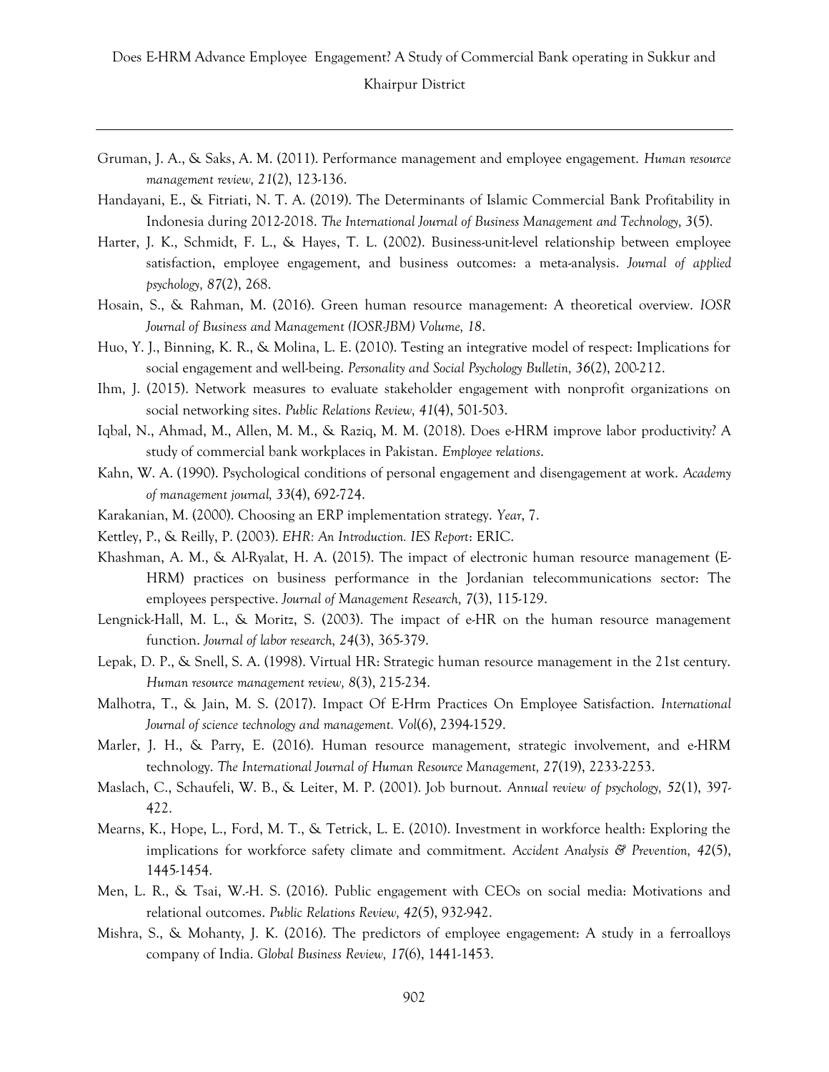Gruman, J. A., & Saks, A. M. (2011). Performance management and employee engagement. *Human resource management review, 21*(2), 123-136.

Handayani, E., & Fitriati, N. T. A. (2019). The Determinants of Islamic Commercial Bank Profitability in Indonesia during 2012-2018. *The International Journal of Business Management and Technology, 3*(5).

Harter, J. K., Schmidt, F. L., & Hayes, T. L. (2002). Business-unit-level relationship between employee satisfaction, employee engagement, and business outcomes: a meta-analysis. *Journal of applied psychology, 87*(2), 268.

Hosain, S., & Rahman, M. (2016). Green human resource management: A theoretical overview. *IOSR Journal of Business and Management (IOSR-JBM) Volume, 18*.

Huo, Y. J., Binning, K. R., & Molina, L. E. (2010). Testing an integrative model of respect: Implications for social engagement and well-being. *Personality and Social Psychology Bulletin, 36*(2), 200-212.

Ihm, J. (2015). Network measures to evaluate stakeholder engagement with nonprofit organizations on social networking sites. *Public Relations Review, 41*(4), 501-503.

Iqbal, N., Ahmad, M., Allen, M. M., & Raziq, M. M. (2018). Does e-HRM improve labor productivity? A study of commercial bank workplaces in Pakistan. *Employee relations*.

Kahn, W. A. (1990). Psychological conditions of personal engagement and disengagement at work. *Academy of management journal, 33*(4), 692-724.

Karakanian, M. (2000). Choosing an ERP implementation strategy. *Year*, 7.

Kettley, P., & Reilly, P. (2003). *EHR: An Introduction. IES Report*: ERIC.

Khashman, A. M., & Al-Ryalat, H. A. (2015). The impact of electronic human resource management (E-HRM) practices on business performance in the Jordanian telecommunications sector: The employees perspective. *Journal of Management Research, 7*(3), 115-129.

Lengnick-Hall, M. L., & Moritz, S. (2003). The impact of e-HR on the human resource management function. *Journal of labor research, 24*(3), 365-379.

Lepak, D. P., & Snell, S. A. (1998). Virtual HR: Strategic human resource management in the 21st century. *Human resource management review, 8*(3), 215-234.

Malhotra, T., & Jain, M. S. (2017). Impact Of E-Hrm Practices On Employee Satisfaction. *International Journal of science technology and management. Vol*(6), 2394-1529.

Marler, J. H., & Parry, E. (2016). Human resource management, strategic involvement, and e-HRM technology. *The International Journal of Human Resource Management, 27*(19), 2233-2253.

Maslach, C., Schaufeli, W. B., & Leiter, M. P. (2001). Job burnout. *Annual review of psychology, 52*(1), 397-422.

Mearns, K., Hope, L., Ford, M. T., & Tetrick, L. E. (2010). Investment in workforce health: Exploring the implications for workforce safety climate and commitment. *Accident Analysis & Prevention, 42*(5), 1445-1454.

Men, L. R., & Tsai, W.-H. S. (2016). Public engagement with CEOs on social media: Motivations and relational outcomes. *Public Relations Review, 42*(5), 932-942.

Mishra, S., & Mohanty, J. K. (2016). The predictors of employee engagement: A study in a ferroalloys company of India. *Global Business Review, 17*(6), 1441-1453.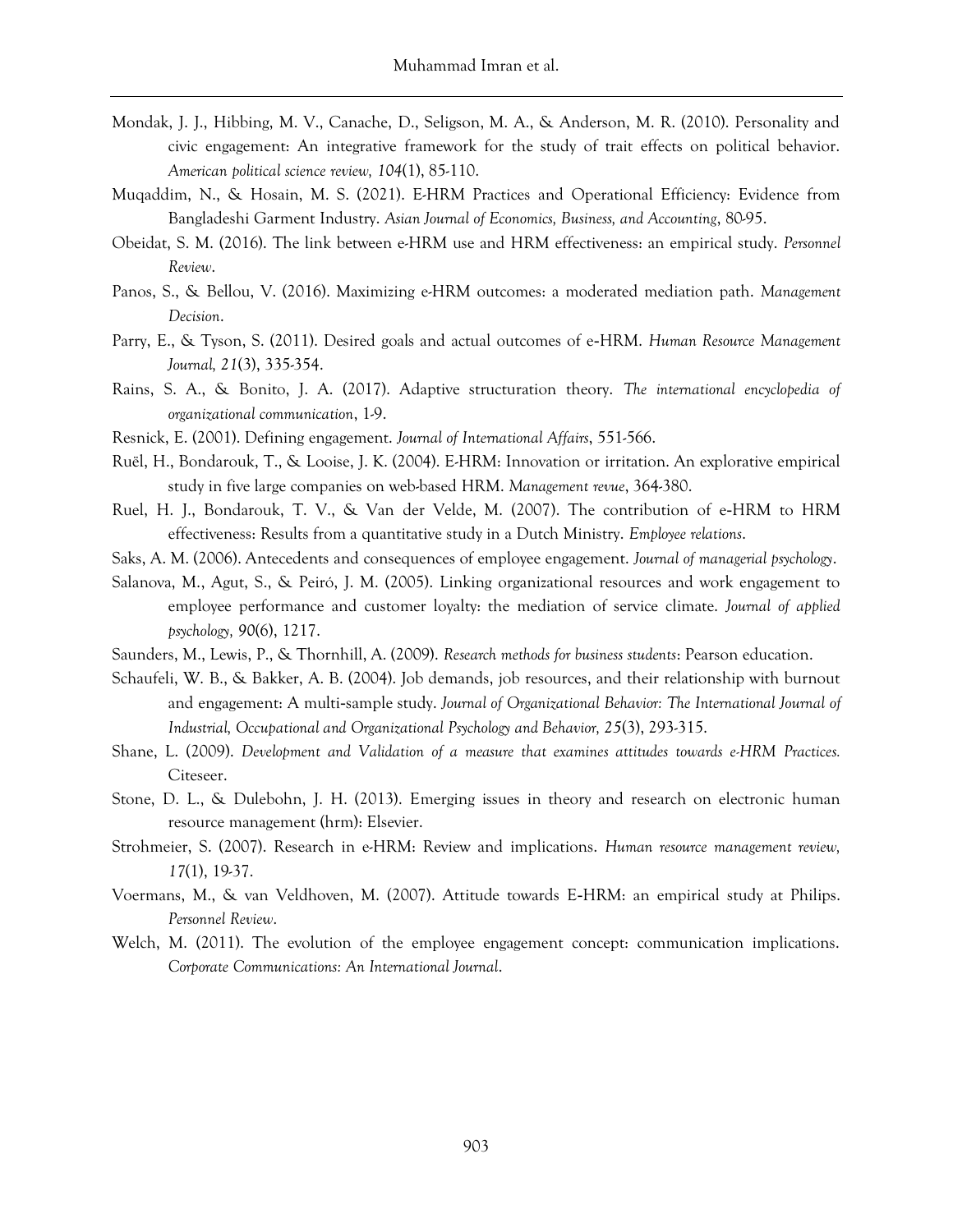Mondak, J. J., Hibbing, M. V., Canache, D., Seligson, M. A., & Anderson, M. R. (2010). Personality and civic engagement: An integrative framework for the study of trait effects on political behavior. *American political science review, 104*(1), 85-110.

Muqaddim, N., & Hosain, M. S. (2021). E-HRM Practices and Operational Efficiency: Evidence from Bangladeshi Garment Industry. *Asian Journal of Economics, Business, and Accounting*, 80-95.

Obeidat, S. M. (2016). The link between e-HRM use and HRM effectiveness: an empirical study. *Personnel Review*.

Panos, S., & Bellou, V. (2016). Maximizing e-HRM outcomes: a moderated mediation path. *Management Decision*.

Parry, E., & Tyson, S. (2011). Desired goals and actual outcomes of e-HRM. *Human Resource Management Journal, 21*(3), 335-354.

Rains, S. A., & Bonito, J. A. (2017). Adaptive structuration theory. *The international encyclopedia of organizational communication*, 1-9.

Resnick, E. (2001). Defining engagement. *Journal of International Affairs*, 551-566.

Ruël, H., Bondarouk, T., & Looise, J. K. (2004). E-HRM: Innovation or irritation. An explorative empirical study in five large companies on web-based HRM. *Management revue*, 364-380.

Ruel, H. J., Bondarouk, T. V., & Van der Velde, M. (2007). The contribution of e-HRM to HRM effectiveness: Results from a quantitative study in a Dutch Ministry. *Employee relations*.

Saks, A. M. (2006). Antecedents and consequences of employee engagement. *Journal of managerial psychology*.

Salanova, M., Agut, S., & Peiró, J. M. (2005). Linking organizational resources and work engagement to employee performance and customer loyalty: the mediation of service climate. *Journal of applied psychology, 90*(6), 1217.

Saunders, M., Lewis, P., & Thornhill, A. (2009). *Research methods for business students*: Pearson education.

Schaufeli, W. B., & Bakker, A. B. (2004). Job demands, job resources, and their relationship with burnout and engagement: A multi-sample study. *Journal of Organizational Behavior: The International Journal of Industrial, Occupational and Organizational Psychology and Behavior, 25*(3), 293-315.

Shane, L. (2009). *Development and Validation of a measure that examines attitudes towards e-HRM Practices.* Citeseer.

Stone, D. L., & Dulebohn, J. H. (2013). Emerging issues in theory and research on electronic human resource management (hrm): Elsevier.

Strohmeier, S. (2007). Research in e-HRM: Review and implications. *Human resource management review, 17*(1), 19-37.

Voermans, M., & van Veldhoven, M. (2007). Attitude towards E-HRM: an empirical study at Philips. *Personnel Review*.

Welch, M. (2011). The evolution of the employee engagement concept: communication implications. *Corporate Communications: An International Journal*.